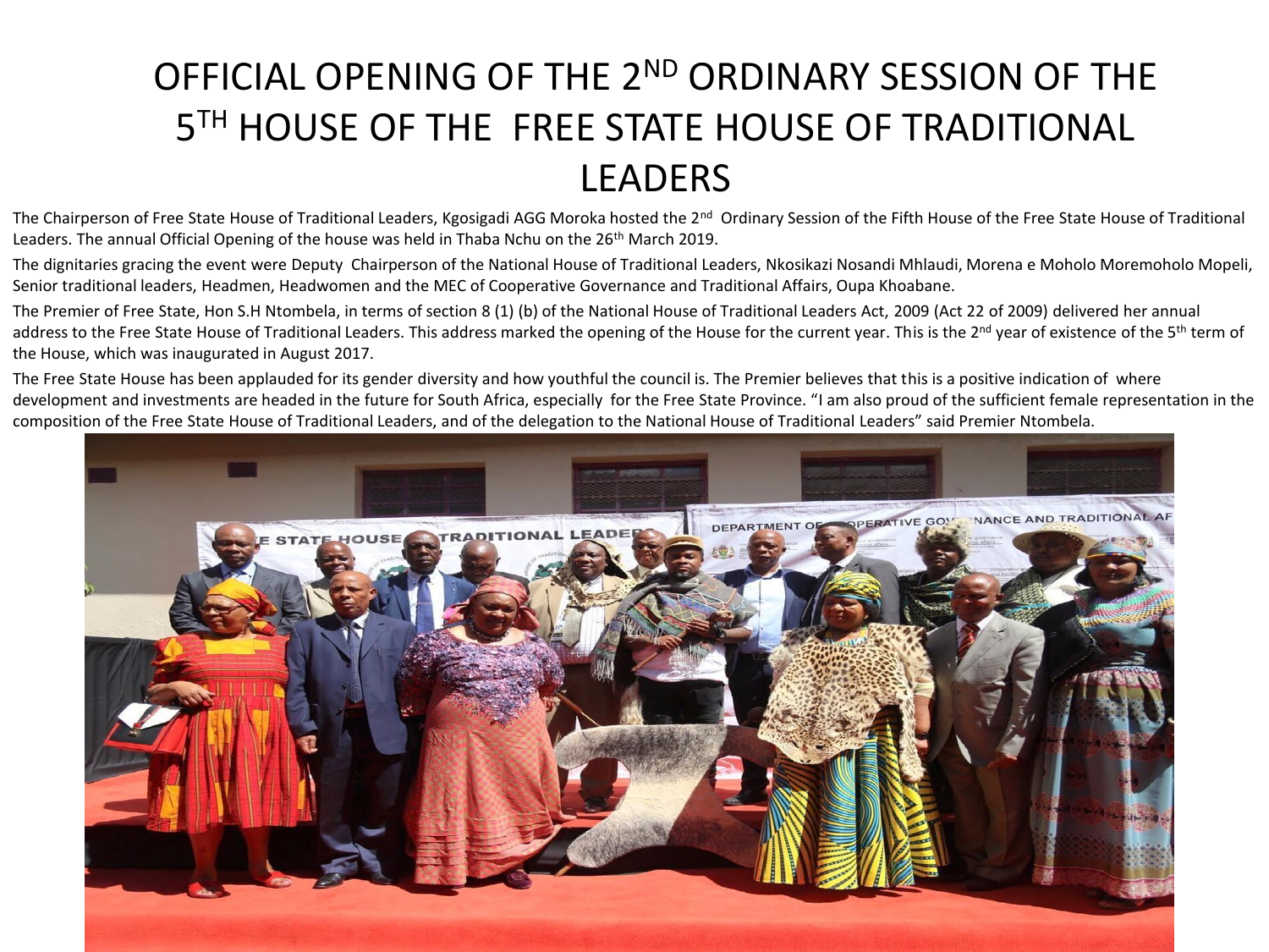# OFFICIAL OPENING OF THE 2ND ORDINARY SESSION OF THE 5TH HOUSE OF THE FREE STATE HOUSE OF TRADITIONAL LEADERS

The Chairperson of Free State House of Traditional Leaders, Kgosigadi AGG Moroka hosted the 2nd Ordinary Session of the Fifth House of the Free State House of Traditional Leaders. The annual Official Opening of the house was held in Thaba Nchu on the 26th March 2019.

The dignitaries gracing the event were Deputy Chairperson of the National House of Traditional Leaders, Nkosikazi Nosandi Mhlaudi, Morena e Moholo Moremoholo Mopeli, Senior traditional leaders, Headmen, Headwomen and the MEC of Cooperative Governance and Traditional Affairs, Oupa Khoabane.

The Premier of Free State, Hon S.H Ntombela, in terms of section 8 (1) (b) of the National House of Traditional Leaders Act, 2009 (Act 22 of 2009) delivered her annual address to the Free State House of Traditional Leaders. This address marked the opening of the House for the current year. This is the 2nd year of existence of the 5th term of the House, which was inaugurated in August 2017.

The Free State House has been applauded for its gender diversity and how youthful the council is. The Premier believes that this is a positive indication of where development and investments are headed in the future for South Africa, especially for the Free State Province. "I am also proud of the sufficient female representation in the composition of the Free State House of Traditional Leaders, and of the delegation to the National House of Traditional Leaders" said Premier Ntombela.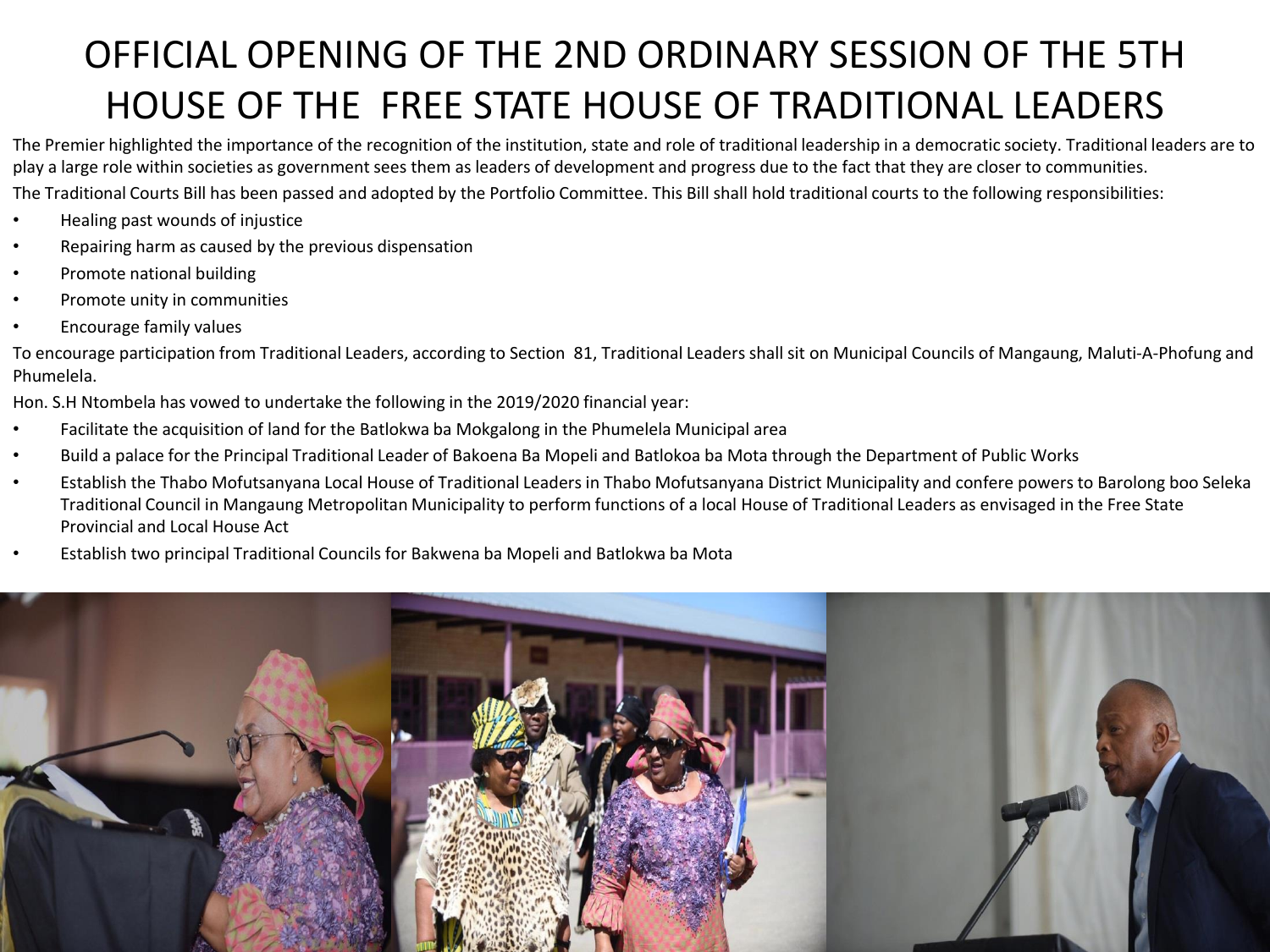# OFFICIAL OPENING OF THE 2ND ORDINARY SESSION OF THE 5TH HOUSE OF THE FREE STATE HOUSE OF TRADITIONAL LEADERS

The Premier highlighted the importance of the recognition of the institution, state and role of traditional leadership in a democratic society. Traditional leaders are to play a large role within societies as government sees them as leaders of development and progress due to the fact that they are closer to communities.

The Traditional Courts Bill has been passed and adopted by the Portfolio Committee. This Bill shall hold traditional courts to the following responsibilities:

- Healing past wounds of injustice
- Repairing harm as caused by the previous dispensation
- Promote national building
- Promote unity in communities
- Encourage family values

To encourage participation from Traditional Leaders, according to Section 81, Traditional Leaders shall sit on Municipal Councils of Mangaung, Maluti-A-Phofung and Phumelela.

Hon. S.H Ntombela has vowed to undertake the following in the 2019/2020 financial year:

- Facilitate the acquisition of land for the Batlokwa ba Mokgalong in the Phumelela Municipal area
- Build a palace for the Principal Traditional Leader of Bakoena Ba Mopeli and Batlokoa ba Mota through the Department of Public Works
- Establish the Thabo Mofutsanyana Local House of Traditional Leaders in Thabo Mofutsanyana District Municipality and confere powers to Barolong boo Seleka Traditional Council in Mangaung Metropolitan Municipality to perform functions of a local House of Traditional Leaders as envisaged in the Free State Provincial and Local House Act
- Establish two principal Traditional Councils for Bakwena ba Mopeli and Batlokwa ba Mota